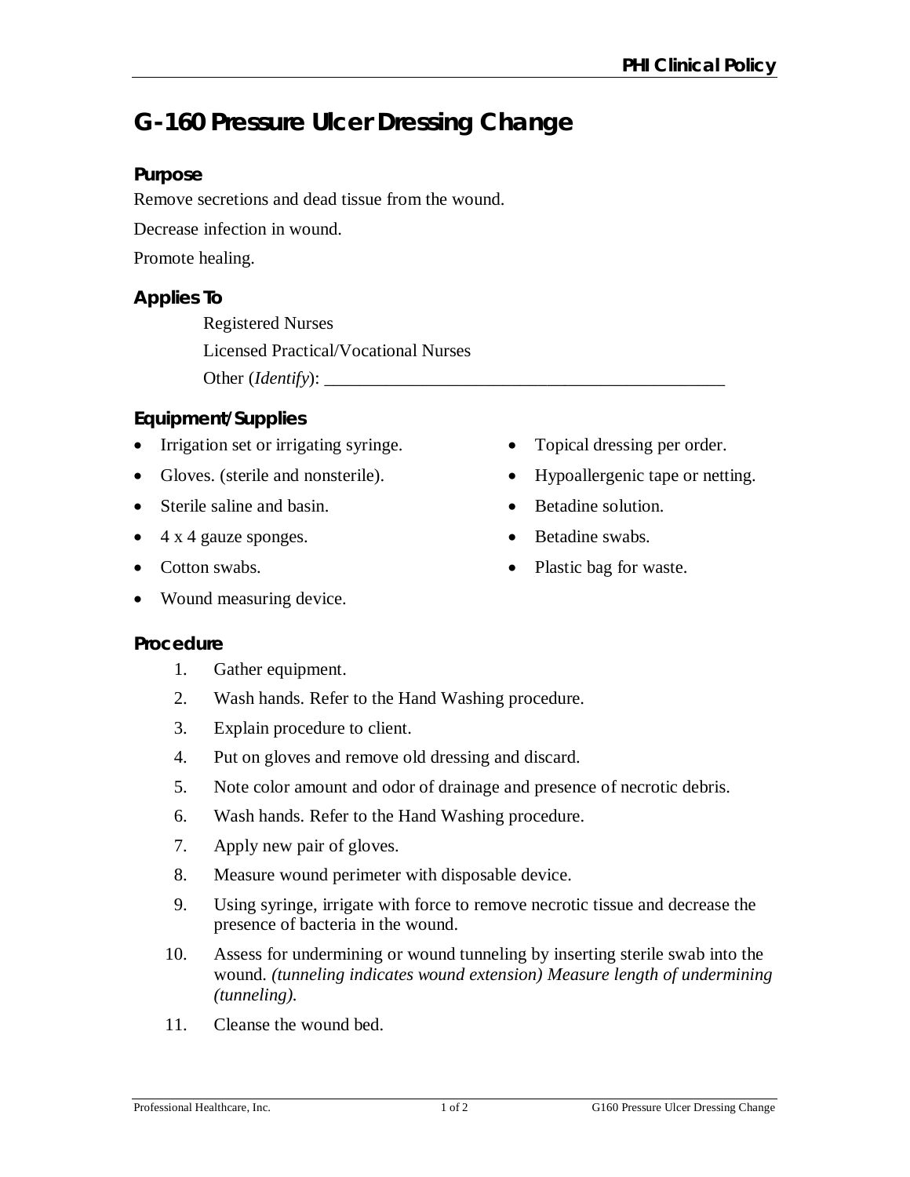# G-160 Pressure Ulcer Dressing Change

## Purpose

Remove secretions and dead tissue from the wound.

Decrease infection in wound.

Promote healing.

## Applies To

Registered Nurses

Licensed Practical/Vocational Nurses

Other (*Identify*): _______________________________________________

## Equipment/Supplies

- Irrigation set or irrigating syringe.
- Gloves. (sterile and nonsterile).
- Sterile saline and basin.
- 4 x 4 gauze sponges.
- Cotton swabs.
- Wound measuring device.
- Topical dressing per order.
- Hypoallergenic tape or netting.
- Betadine solution.
- Betadine swabs.
- Plastic bag for waste.

## Procedure

1. Gather equipment.
2. Wash hands. Refer to the Hand Washing procedure.
3. Explain procedure to client.
4. Put on gloves and remove old dressing and discard.
5. Note color amount and odor of drainage and presence of necrotic debris.
6. Wash hands. Refer to the Hand Washing procedure.
7. Apply new pair of gloves.
8. Measure wound perimeter with disposable device.
9. Using syringe, irrigate with force to remove necrotic tissue and decrease the presence of bacteria in the wound.
10. Assess for undermining or wound tunneling by inserting sterile swab into the wound. *(tunneling indicates wound extension) Measure length of undermining (tunneling).*
11. Cleanse the wound bed.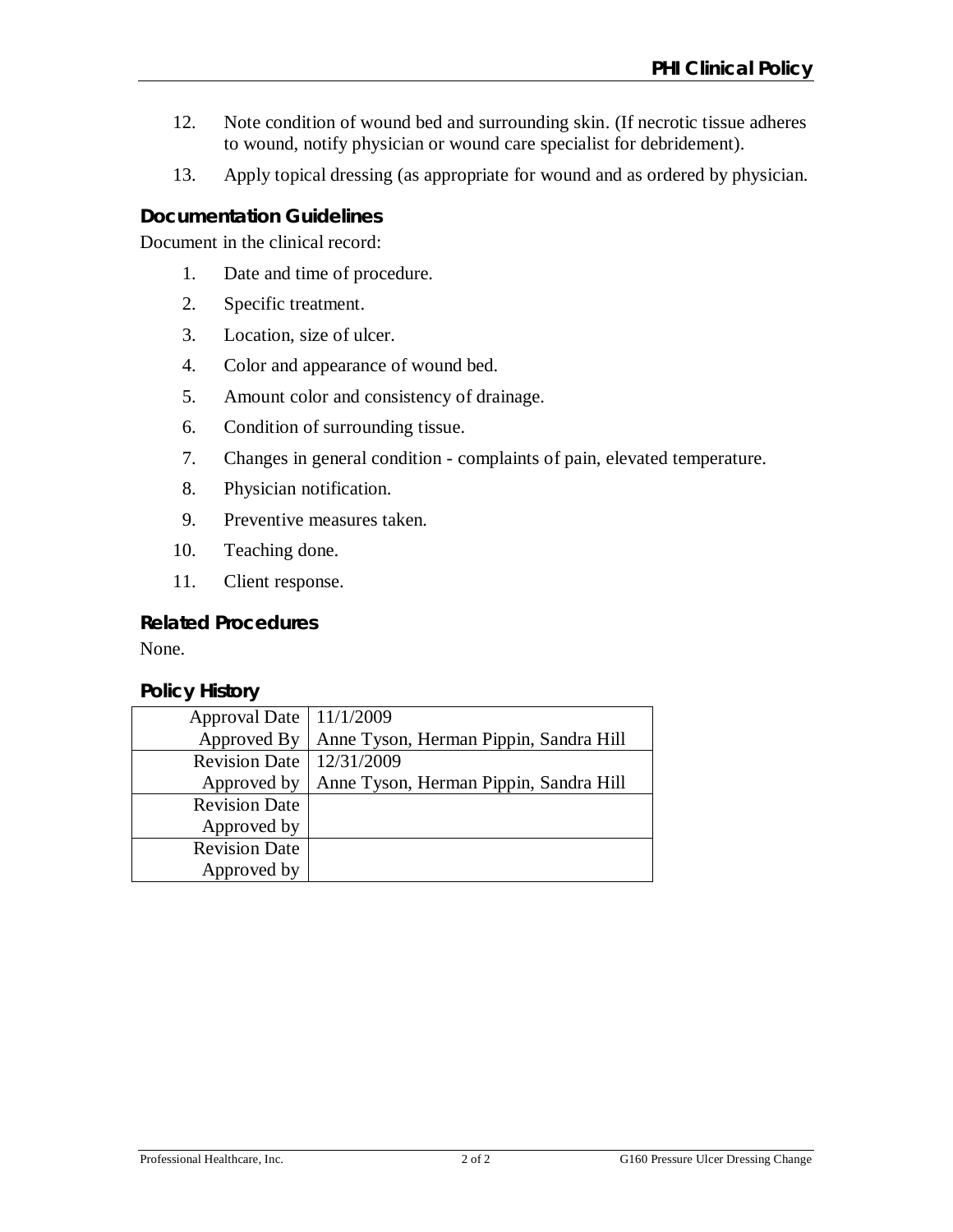12. Note condition of wound bed and surrounding skin. (If necrotic tissue adheres to wound, notify physician or wound care specialist for debridement).

13. Apply topical dressing (as appropriate for wound and as ordered by physician.

### Documentation Guidelines

Document in the clinical record:

1. Date and time of procedure.
2. Specific treatment.
3. Location, size of ulcer.
4. Color and appearance of wound bed.
5. Amount color and consistency of drainage.
6. Condition of surrounding tissue.
7. Changes in general condition - complaints of pain, elevated temperature.
8. Physician notification.
9. Preventive measures taken.
10. Teaching done.
11. Client response.

### Related Procedures

None.

### Policy History

| | |
|---|---|
| Approval Date | 11/1/2009 |
| Approved By | Anne Tyson, Herman Pippin, Sandra Hill |
| Revision Date | 12/31/2009 |
| Approved by | Anne Tyson, Herman Pippin, Sandra Hill |
| Revision Date | |
| Approved by | |
| Revision Date | |
| Approved by | |